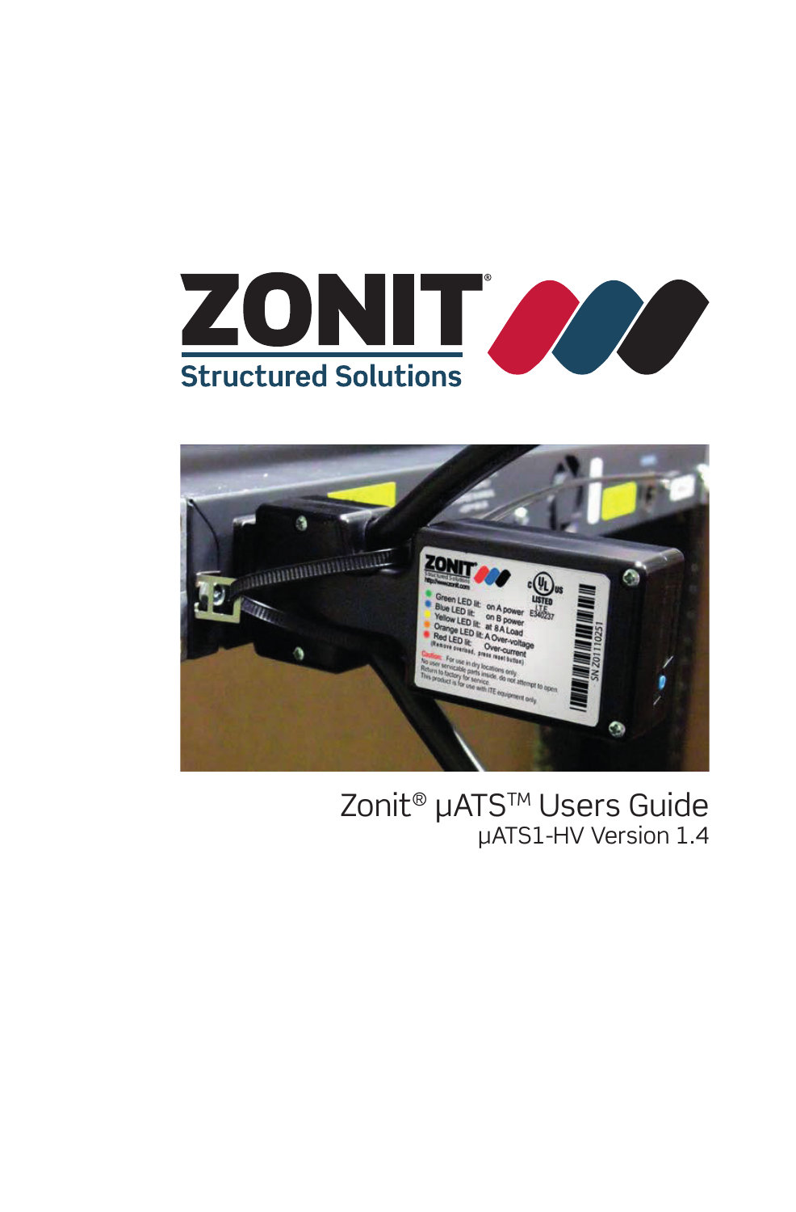ZONIT®

Structured Solutions

# Zonit® µATS™ Users Guide

µATS1-HV Version 1.4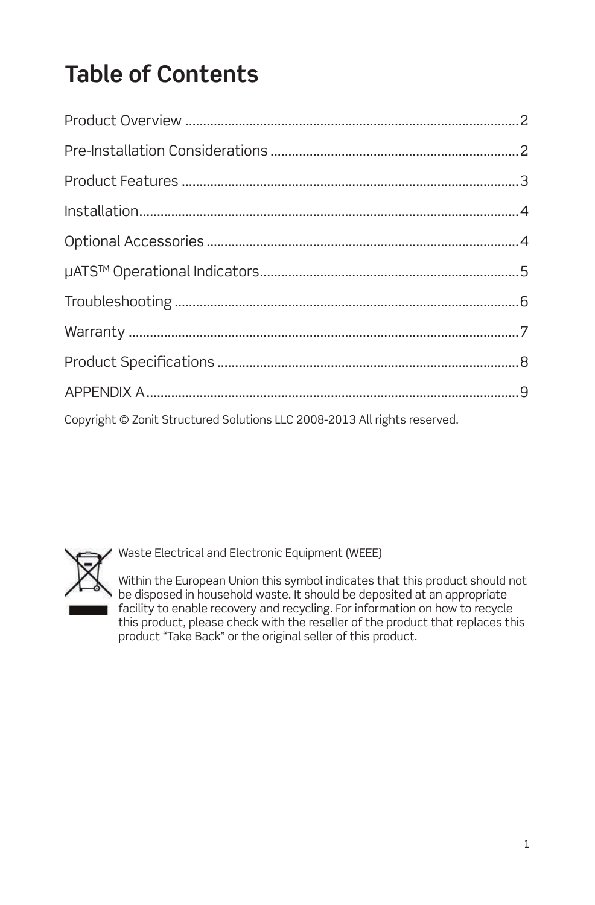# Table of Contents

| | |
|---|---|
| Product Overview | 2 |
| Pre-Installation Considerations | 2 |
| Product Features | 3 |
| Installation | 4 |
| Optional Accessories | 4 |
| µATS™ Operational Indicators | 5 |
| Troubleshooting | 6 |
| Warranty | 7 |
| Product Specifications | 8 |
| APPENDIX A | 9 |

Copyright © Zonit Structured Solutions LLC 2008-2013 All rights reserved.

Waste Electrical and Electronic Equipment (WEEE)

Within the European Union this symbol indicates that this product should not be disposed in household waste. It should be deposited at an appropriate facility to enable recovery and recycling. For information on how to recycle this product, please check with the reseller of the product that replaces this product "Take Back" or the original seller of this product.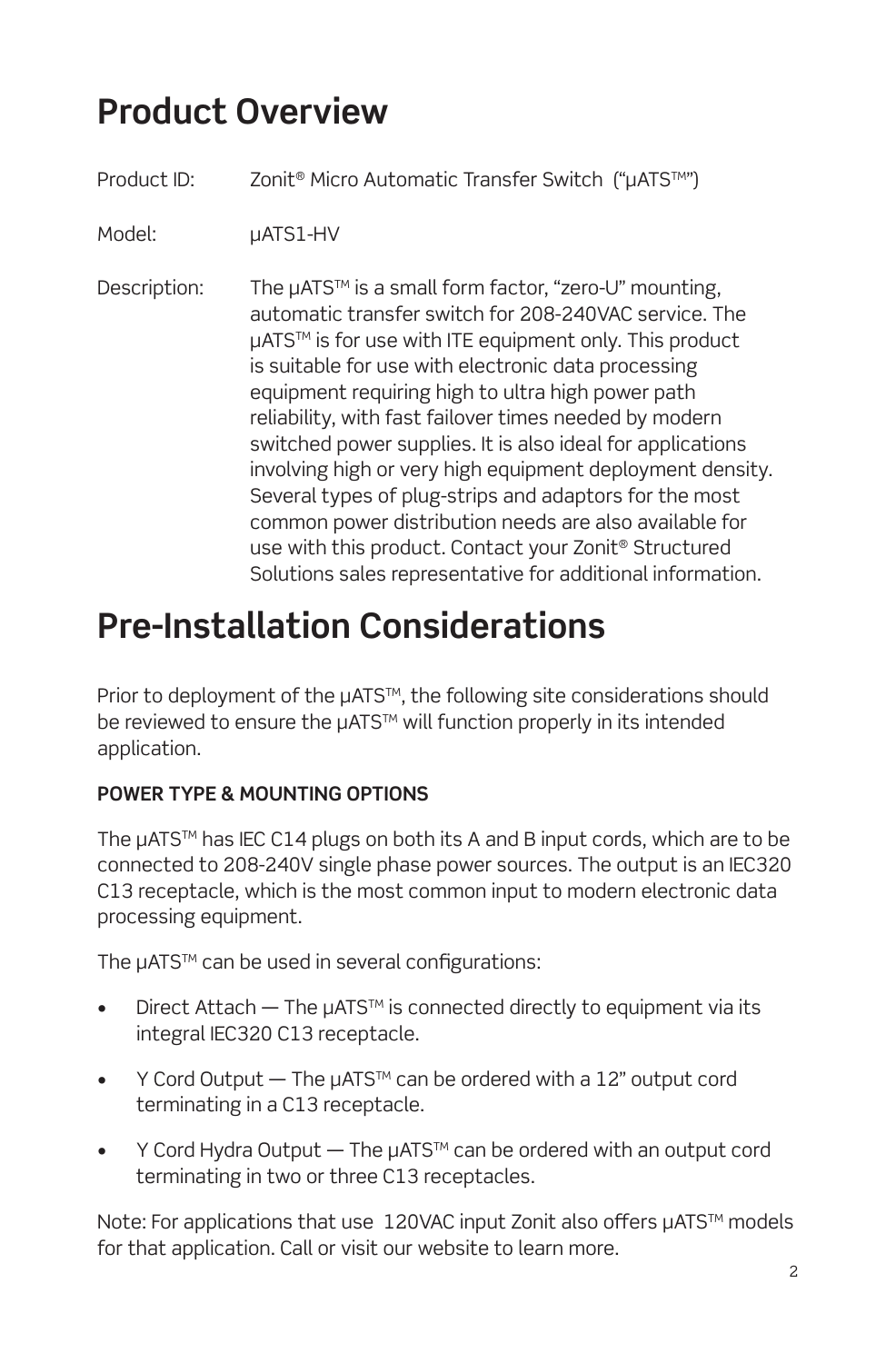# Product Overview

Product ID: Zonit® Micro Automatic Transfer Switch ("µATS™")

Model: µATS1-HV

Description: The µATS™ is a small form factor, "zero-U" mounting, automatic transfer switch for 208-240VAC service. The µATS™ is for use with ITE equipment only. This product is suitable for use with electronic data processing equipment requiring high to ultra high power path reliability, with fast failover times needed by modern switched power supplies. It is also ideal for applications involving high or very high equipment deployment density. Several types of plug-strips and adaptors for the most common power distribution needs are also available for use with this product. Contact your Zonit® Structured Solutions sales representative for additional information.

# Pre-Installation Considerations

Prior to deployment of the µATS™, the following site considerations should be reviewed to ensure the µATS™ will function properly in its intended application.

**POWER TYPE & MOUNTING OPTIONS**

The µATS™ has IEC C14 plugs on both its A and B input cords, which are to be connected to 208-240V single phase power sources. The output is an IEC320 C13 receptacle, which is the most common input to modern electronic data processing equipment.

The µATS™ can be used in several configurations:

- Direct Attach — The µATS™ is connected directly to equipment via its integral IEC320 C13 receptacle.
- Y Cord Output — The µATS™ can be ordered with a 12" output cord terminating in a C13 receptacle.
- Y Cord Hydra Output — The µATS™ can be ordered with an output cord terminating in two or three C13 receptacles.

Note: For applications that use 120VAC input Zonit also offers µATS™ models for that application. Call or visit our website to learn more.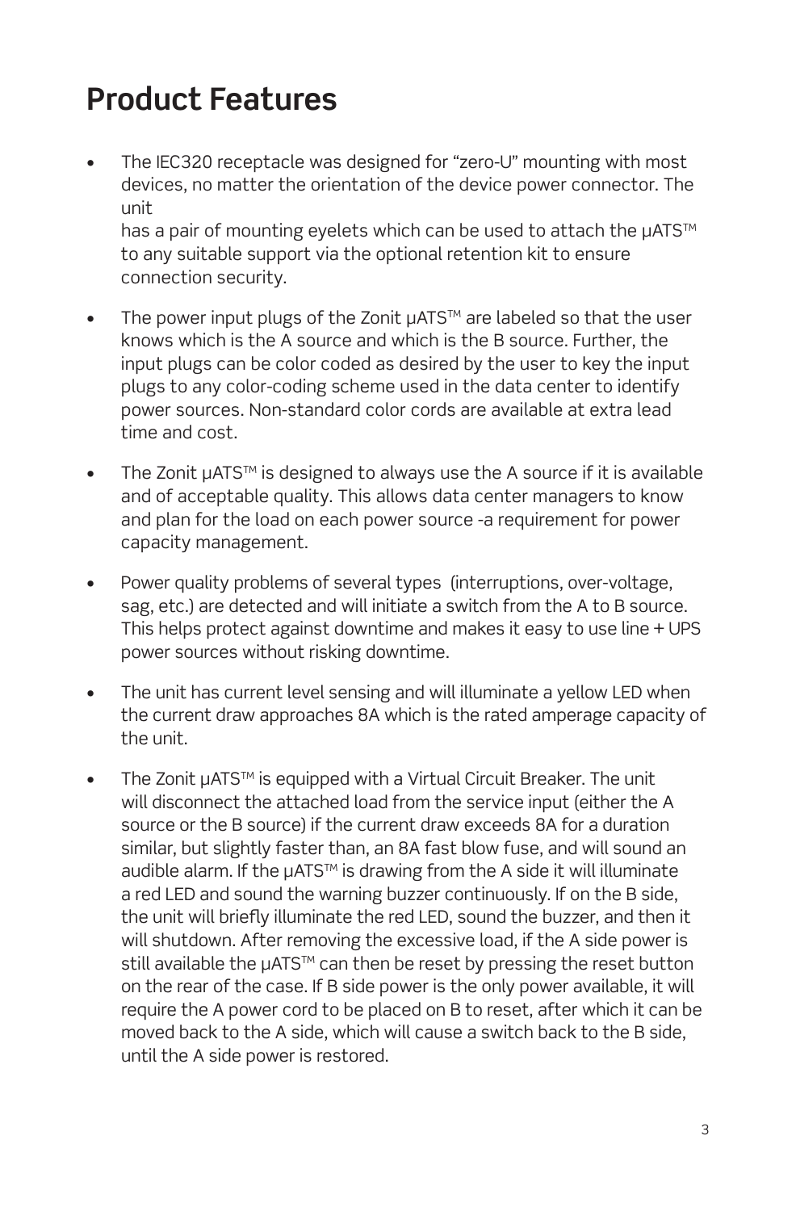# Product Features

- The IEC320 receptacle was designed for "zero-U" mounting with most devices, no matter the orientation of the device power connector. The unit
  has a pair of mounting eyelets which can be used to attach the μATS™ to any suitable support via the optional retention kit to ensure connection security.

- The power input plugs of the Zonit μATS™ are labeled so that the user knows which is the A source and which is the B source. Further, the input plugs can be color coded as desired by the user to key the input plugs to any color-coding scheme used in the data center to identify power sources. Non-standard color cords are available at extra lead time and cost.

- The Zonit μATS™ is designed to always use the A source if it is available and of acceptable quality. This allows data center managers to know and plan for the load on each power source -a requirement for power capacity management.

- Power quality problems of several types (interruptions, over-voltage, sag, etc.) are detected and will initiate a switch from the A to B source. This helps protect against downtime and makes it easy to use line + UPS power sources without risking downtime.

- The unit has current level sensing and will illuminate a yellow LED when the current draw approaches 8A which is the rated amperage capacity of the unit.

- The Zonit μATS™ is equipped with a Virtual Circuit Breaker. The unit will disconnect the attached load from the service input (either the A source or the B source) if the current draw exceeds 8A for a duration similar, but slightly faster than, an 8A fast blow fuse, and will sound an audible alarm. If the μATS™ is drawing from the A side it will illuminate a red LED and sound the warning buzzer continuously. If on the B side, the unit will briefly illuminate the red LED, sound the buzzer, and then it will shutdown. After removing the excessive load, if the A side power is still available the μATS™ can then be reset by pressing the reset button on the rear of the case. If B side power is the only power available, it will require the A power cord to be placed on B to reset, after which it can be moved back to the A side, which will cause a switch back to the B side, until the A side power is restored.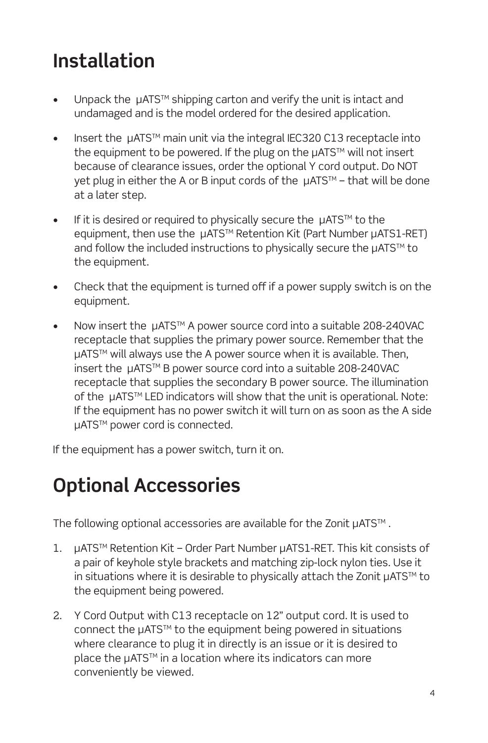# Installation

- Unpack the µATS™ shipping carton and verify the unit is intact and undamaged and is the model ordered for the desired application.
- Insert the µATS™ main unit via the integral IEC320 C13 receptacle into the equipment to be powered. If the plug on the µATS™ will not insert because of clearance issues, order the optional Y cord output. Do NOT yet plug in either the A or B input cords of the µATS™ – that will be done at a later step.
- If it is desired or required to physically secure the µATS™ to the equipment, then use the µATS™ Retention Kit (Part Number µATS1-RET) and follow the included instructions to physically secure the µATS™ to the equipment.
- Check that the equipment is turned off if a power supply switch is on the equipment.
- Now insert the µATS™ A power source cord into a suitable 208-240VAC receptacle that supplies the primary power source. Remember that the µATS™ will always use the A power source when it is available. Then, insert the µATS™ B power source cord into a suitable 208-240VAC receptacle that supplies the secondary B power source. The illumination of the µATS™ LED indicators will show that the unit is operational. Note: If the equipment has no power switch it will turn on as soon as the A side µATS™ power cord is connected.

If the equipment has a power switch, turn it on.

# Optional Accessories

The following optional accessories are available for the Zonit µATS™ .

1. µATS™ Retention Kit – Order Part Number µATS1-RET. This kit consists of a pair of keyhole style brackets and matching zip-lock nylon ties. Use it in situations where it is desirable to physically attach the Zonit µATS™ to the equipment being powered.
2. Y Cord Output with C13 receptacle on 12" output cord. It is used to connect the µATS™ to the equipment being powered in situations where clearance to plug it in directly is an issue or it is desired to place the µATS™ in a location where its indicators can more conveniently be viewed.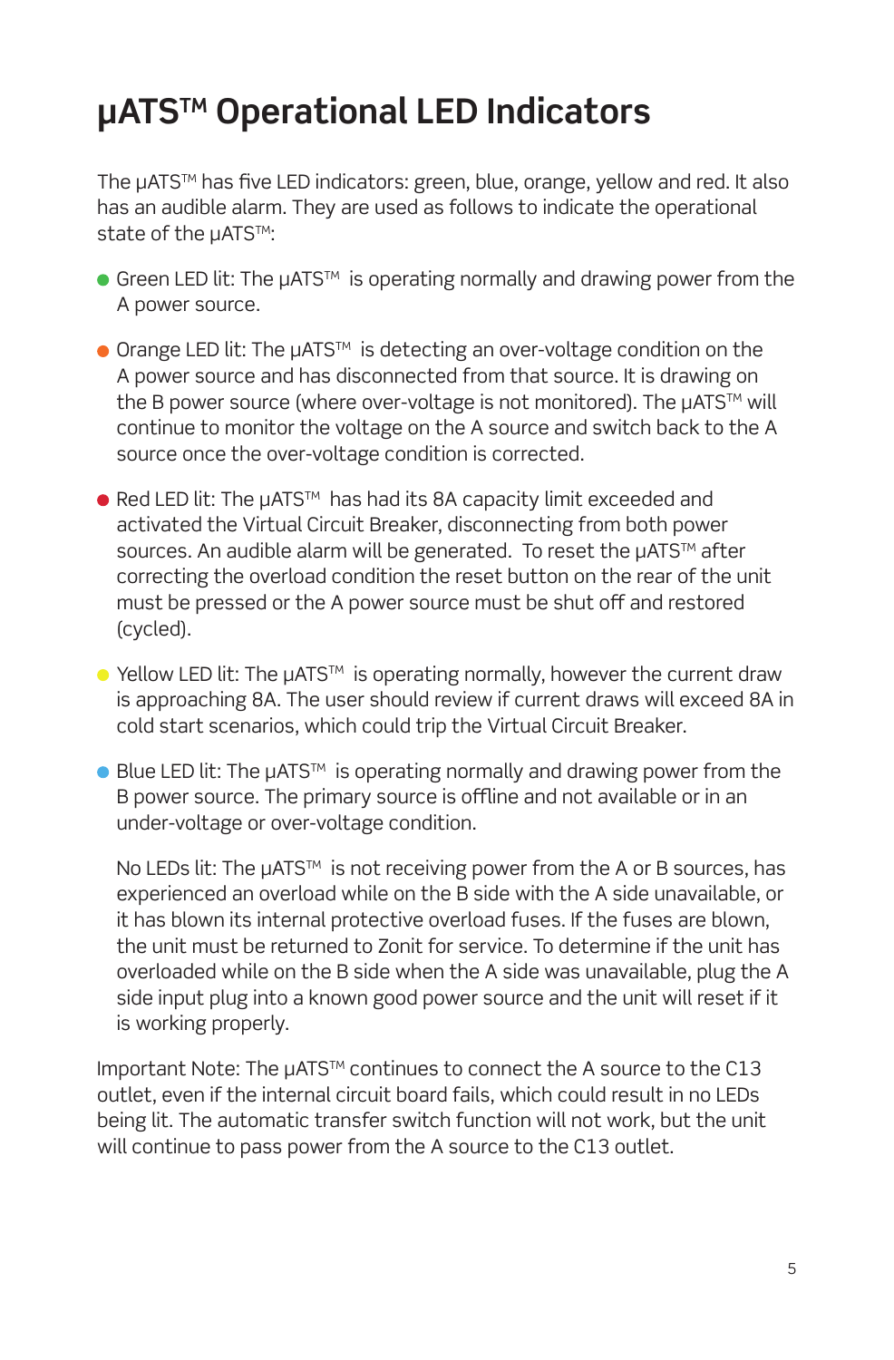# μATS™ Operational LED Indicators

The μATS™ has five LED indicators: green, blue, orange, yellow and red. It also has an audible alarm. They are used as follows to indicate the operational state of the μATS™:

- Green LED lit: The μATS™ is operating normally and drawing power from the A power source.
- Orange LED lit: The μATS™ is detecting an over-voltage condition on the A power source and has disconnected from that source. It is drawing on the B power source (where over-voltage is not monitored). The μATS™ will continue to monitor the voltage on the A source and switch back to the A source once the over-voltage condition is corrected.
- Red LED lit: The μATS™ has had its 8A capacity limit exceeded and activated the Virtual Circuit Breaker, disconnecting from both power sources. An audible alarm will be generated. To reset the μATS™ after correcting the overload condition the reset button on the rear of the unit must be pressed or the A power source must be shut off and restored (cycled).
- Yellow LED lit: The μATS™ is operating normally, however the current draw is approaching 8A. The user should review if current draws will exceed 8A in cold start scenarios, which could trip the Virtual Circuit Breaker.
- Blue LED lit: The μATS™ is operating normally and drawing power from the B power source. The primary source is offline and not available or in an under-voltage or over-voltage condition.

  No LEDs lit: The μATS™ is not receiving power from the A or B sources, has experienced an overload while on the B side with the A side unavailable, or it has blown its internal protective overload fuses. If the fuses are blown, the unit must be returned to Zonit for service. To determine if the unit has overloaded while on the B side when the A side was unavailable, plug the A side input plug into a known good power source and the unit will reset if it is working properly.

Important Note: The μATS™ continues to connect the A source to the C13 outlet, even if the internal circuit board fails, which could result in no LEDs being lit. The automatic transfer switch function will not work, but the unit will continue to pass power from the A source to the C13 outlet.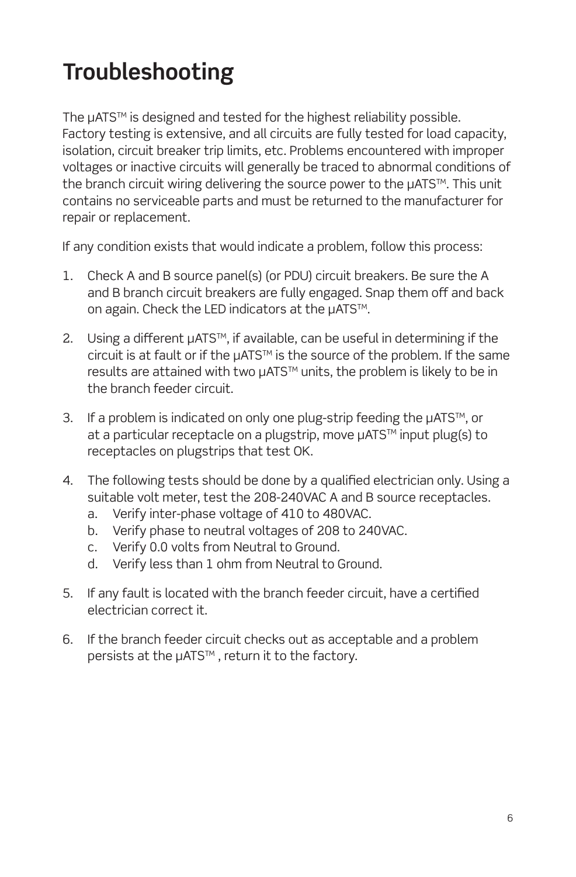# Troubleshooting

The µATS™ is designed and tested for the highest reliability possible. Factory testing is extensive, and all circuits are fully tested for load capacity, isolation, circuit breaker trip limits, etc. Problems encountered with improper voltages or inactive circuits will generally be traced to abnormal conditions of the branch circuit wiring delivering the source power to the µATS™. This unit contains no serviceable parts and must be returned to the manufacturer for repair or replacement.

If any condition exists that would indicate a problem, follow this process:

1. Check A and B source panel(s) (or PDU) circuit breakers. Be sure the A and B branch circuit breakers are fully engaged. Snap them off and back on again. Check the LED indicators at the µATS™.
2. Using a different µATS™, if available, can be useful in determining if the circuit is at fault or if the µATS™ is the source of the problem. If the same results are attained with two µATS™ units, the problem is likely to be in the branch feeder circuit.
3. If a problem is indicated on only one plug-strip feeding the µATS™, or at a particular receptacle on a plugstrip, move µATS™ input plug(s) to receptacles on plugstrips that test OK.
4. The following tests should be done by a qualified electrician only. Using a suitable volt meter, test the 208-240VAC A and B source receptacles.
   a. Verify inter-phase voltage of 410 to 480VAC.
   b. Verify phase to neutral voltages of 208 to 240VAC.
   c. Verify 0.0 volts from Neutral to Ground.
   d. Verify less than 1 ohm from Neutral to Ground.
5. If any fault is located with the branch feeder circuit, have a certified electrician correct it.
6. If the branch feeder circuit checks out as acceptable and a problem persists at the µATS™ , return it to the factory.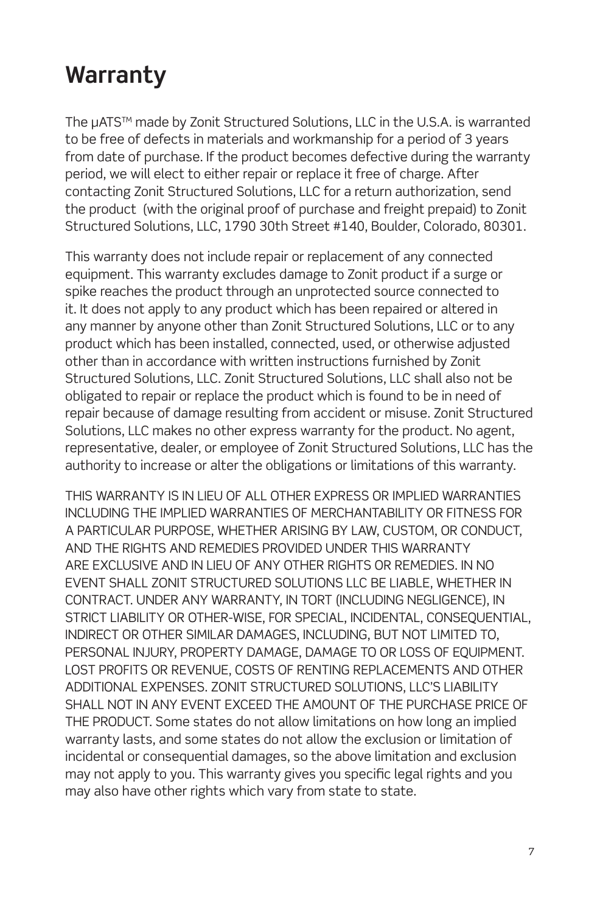# Warranty

The μATS™ made by Zonit Structured Solutions, LLC in the U.S.A. is warranted to be free of defects in materials and workmanship for a period of 3 years from date of purchase. If the product becomes defective during the warranty period, we will elect to either repair or replace it free of charge. After contacting Zonit Structured Solutions, LLC for a return authorization, send the product (with the original proof of purchase and freight prepaid) to Zonit Structured Solutions, LLC, 1790 30th Street #140, Boulder, Colorado, 80301.

This warranty does not include repair or replacement of any connected equipment. This warranty excludes damage to Zonit product if a surge or spike reaches the product through an unprotected source connected to it. It does not apply to any product which has been repaired or altered in any manner by anyone other than Zonit Structured Solutions, LLC or to any product which has been installed, connected, used, or otherwise adjusted other than in accordance with written instructions furnished by Zonit Structured Solutions, LLC. Zonit Structured Solutions, LLC shall also not be obligated to repair or replace the product which is found to be in need of repair because of damage resulting from accident or misuse. Zonit Structured Solutions, LLC makes no other express warranty for the product. No agent, representative, dealer, or employee of Zonit Structured Solutions, LLC has the authority to increase or alter the obligations or limitations of this warranty.

THIS WARRANTY IS IN LIEU OF ALL OTHER EXPRESS OR IMPLIED WARRANTIES INCLUDING THE IMPLIED WARRANTIES OF MERCHANTABILITY OR FITNESS FOR A PARTICULAR PURPOSE, WHETHER ARISING BY LAW, CUSTOM, OR CONDUCT, AND THE RIGHTS AND REMEDIES PROVIDED UNDER THIS WARRANTY ARE EXCLUSIVE AND IN LIEU OF ANY OTHER RIGHTS OR REMEDIES. IN NO EVENT SHALL ZONIT STRUCTURED SOLUTIONS LLC BE LIABLE, WHETHER IN CONTRACT. UNDER ANY WARRANTY, IN TORT (INCLUDING NEGLIGENCE), IN STRICT LIABILITY OR OTHER-WISE, FOR SPECIAL, INCIDENTAL, CONSEQUENTIAL, INDIRECT OR OTHER SIMILAR DAMAGES, INCLUDING, BUT NOT LIMITED TO, PERSONAL INJURY, PROPERTY DAMAGE, DAMAGE TO OR LOSS OF EQUIPMENT. LOST PROFITS OR REVENUE, COSTS OF RENTING REPLACEMENTS AND OTHER ADDITIONAL EXPENSES. ZONIT STRUCTURED SOLUTIONS, LLC'S LIABILITY SHALL NOT IN ANY EVENT EXCEED THE AMOUNT OF THE PURCHASE PRICE OF THE PRODUCT. Some states do not allow limitations on how long an implied warranty lasts, and some states do not allow the exclusion or limitation of incidental or consequential damages, so the above limitation and exclusion may not apply to you. This warranty gives you specific legal rights and you may also have other rights which vary from state to state.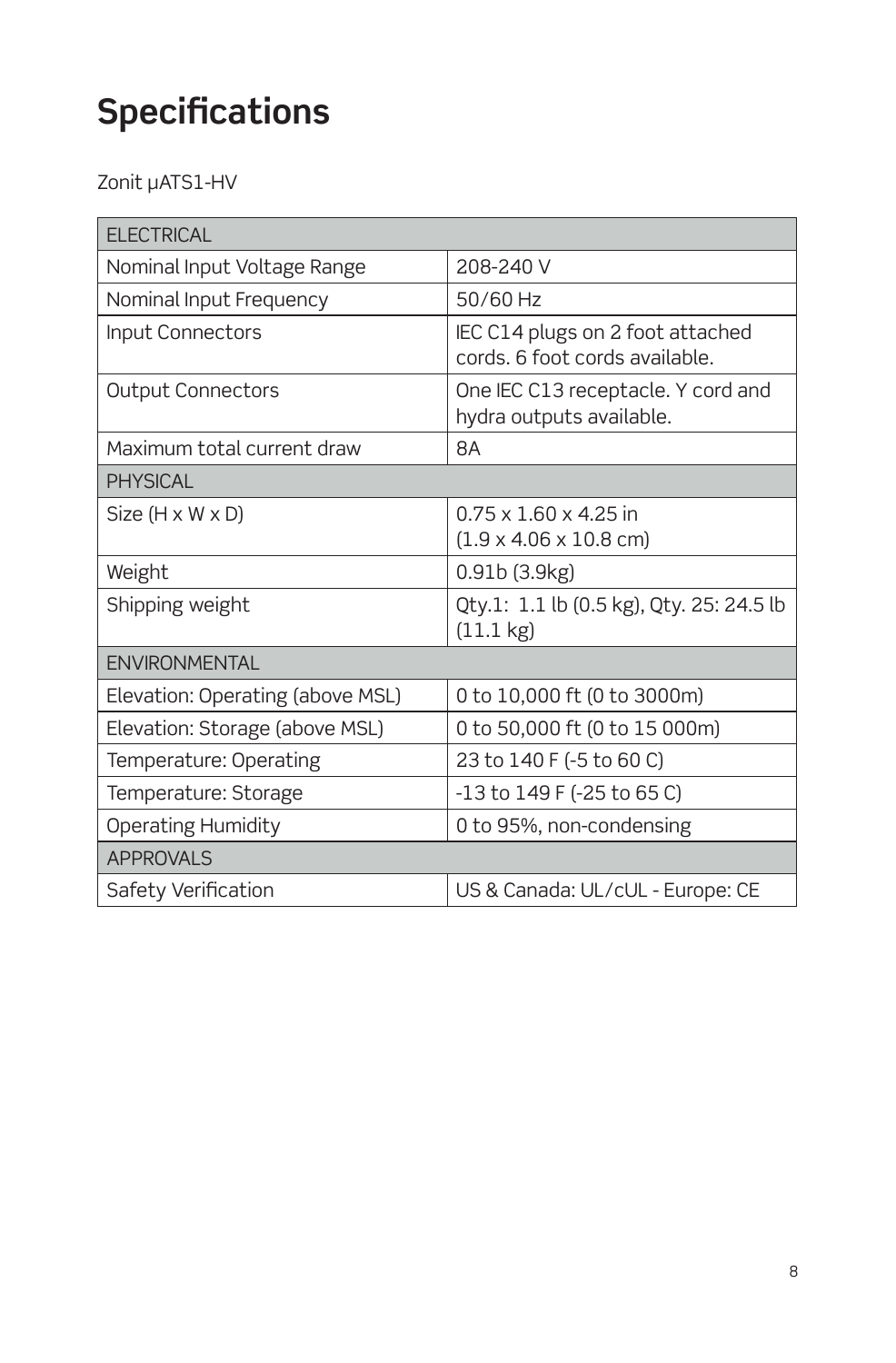# Specifications

Zonit µATS1-HV

| ELECTRICAL | |
|---|---|
| Nominal Input Voltage Range | 208-240 V |
| Nominal Input Frequency | 50/60 Hz |
| Input Connectors | IEC C14 plugs on 2 foot attached cords. 6 foot cords available. |
| Output Connectors | One IEC C13 receptacle. Y cord and hydra outputs available. |
| Maximum total current draw | 8A |
| PHYSICAL | |
| Size (H x W x D) | 0.75 x 1.60 x 4.25 in (1.9 x 4.06 x 10.8 cm) |
| Weight | 0.91b (3.9kg) |
| Shipping weight | Qty.1: 1.1 lb (0.5 kg), Qty. 25: 24.5 lb (11.1 kg) |
| ENVIRONMENTAL | |
| Elevation: Operating (above MSL) | 0 to 10,000 ft (0 to 3000m) |
| Elevation: Storage (above MSL) | 0 to 50,000 ft (0 to 15 000m) |
| Temperature: Operating | 23 to 140 F (-5 to 60 C) |
| Temperature: Storage | -13 to 149 F (-25 to 65 C) |
| Operating Humidity | 0 to 95%, non-condensing |
| APPROVALS | |
| Safety Verification | US & Canada: UL/cUL - Europe: CE |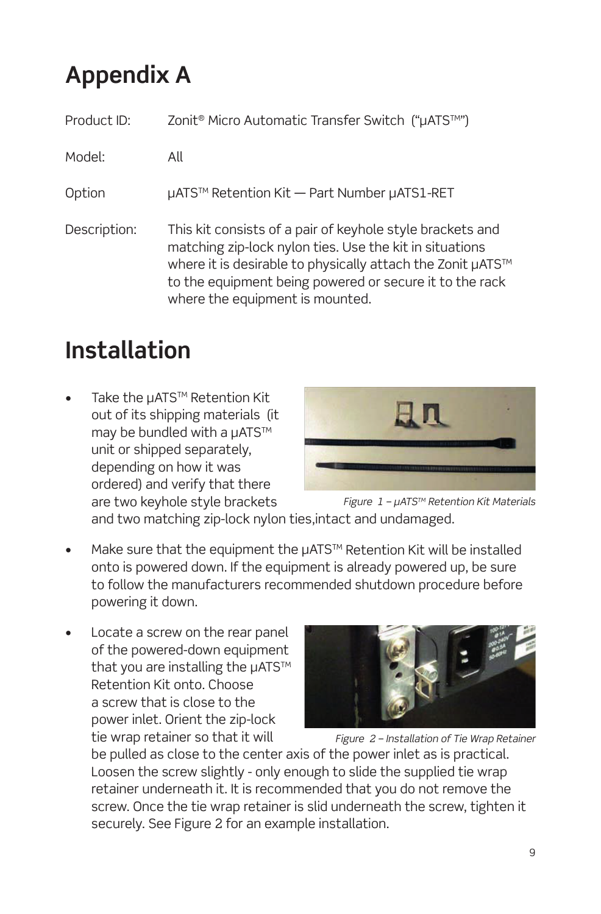# Appendix A

Product ID: Zonit® Micro Automatic Transfer Switch ("µATS™")

Model: All

Option µATS™ Retention Kit — Part Number µATS1-RET

Description: This kit consists of a pair of keyhole style brackets and matching zip-lock nylon ties. Use the kit in situations where it is desirable to physically attach the Zonit µATS™ to the equipment being powered or secure it to the rack where the equipment is mounted.

# Installation

- Take the µATS™ Retention Kit out of its shipping materials (it may be bundled with a µATS™ unit or shipped separately, depending on how it was ordered) and verify that there are two keyhole style brackets and two matching zip-lock nylon ties,intact and undamaged.

*Figure 1 – µATS™ Retention Kit Materials*

- Make sure that the equipment the µATS™ Retention Kit will be installed onto is powered down. If the equipment is already powered up, be sure to follow the manufacturers recommended shutdown procedure before powering it down.

- Locate a screw on the rear panel of the powered-down equipment that you are installing the µATS™ Retention Kit onto. Choose a screw that is close to the power inlet. Orient the zip-lock tie wrap retainer so that it will be pulled as close to the center axis of the power inlet as is practical. Loosen the screw slightly - only enough to slide the supplied tie wrap retainer underneath it. It is recommended that you do not remove the screw. Once the tie wrap retainer is slid underneath the screw, tighten it securely. See Figure 2 for an example installation.

*Figure 2 – Installation of Tie Wrap Retainer*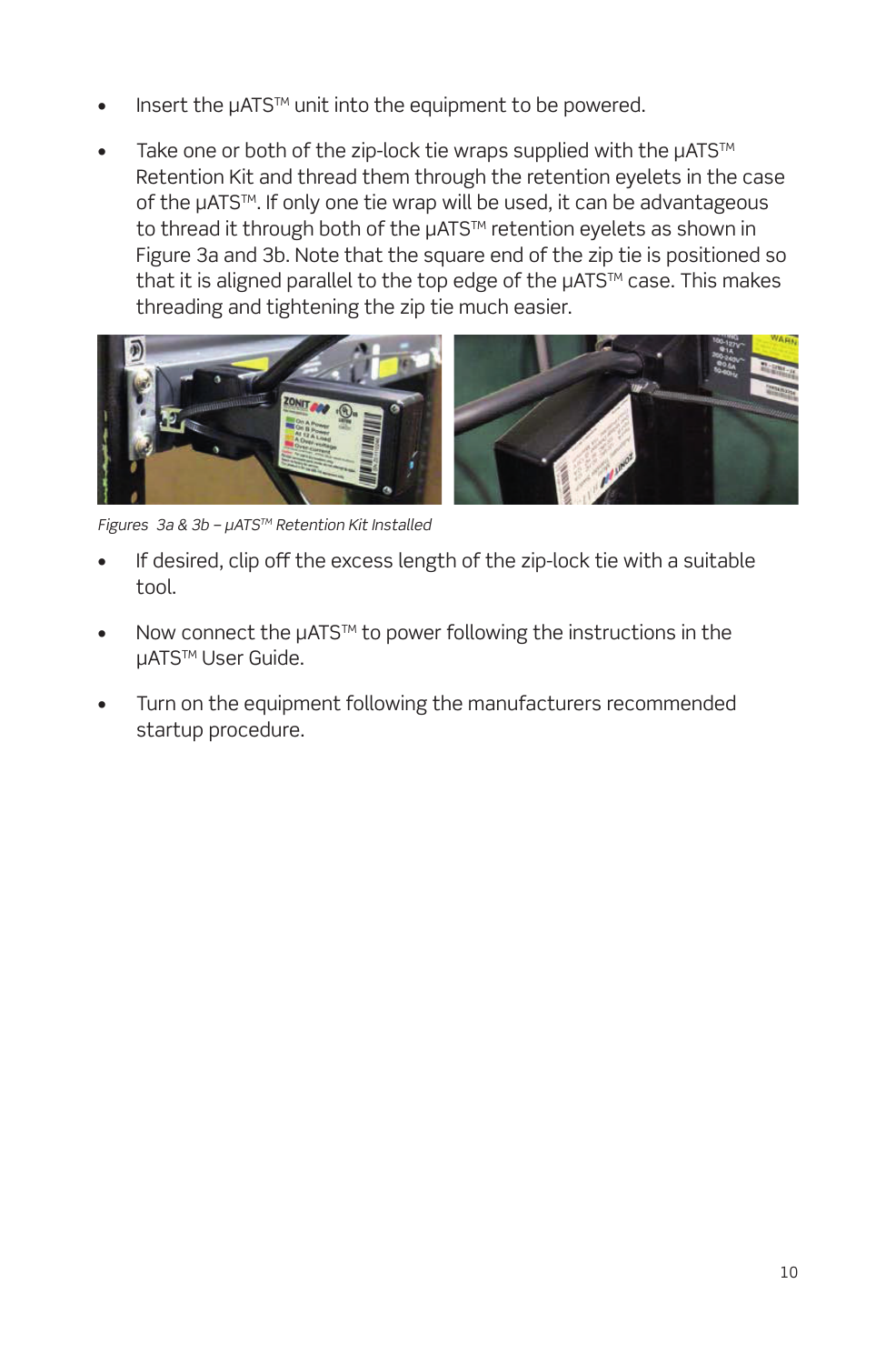- Insert the μATS™ unit into the equipment to be powered.
- Take one or both of the zip-lock tie wraps supplied with the μATS™ Retention Kit and thread them through the retention eyelets in the case of the μATS™. If only one tie wrap will be used, it can be advantageous to thread it through both of the μATS™ retention eyelets as shown in Figure 3a and 3b. Note that the square end of the zip tie is positioned so that it is aligned parallel to the top edge of the μATS™ case. This makes threading and tightening the zip tie much easier.

*Figures 3a & 3b – μATS™ Retention Kit Installed*

- If desired, clip off the excess length of the zip-lock tie with a suitable tool.
- Now connect the μATS™ to power following the instructions in the μATS™ User Guide.
- Turn on the equipment following the manufacturers recommended startup procedure.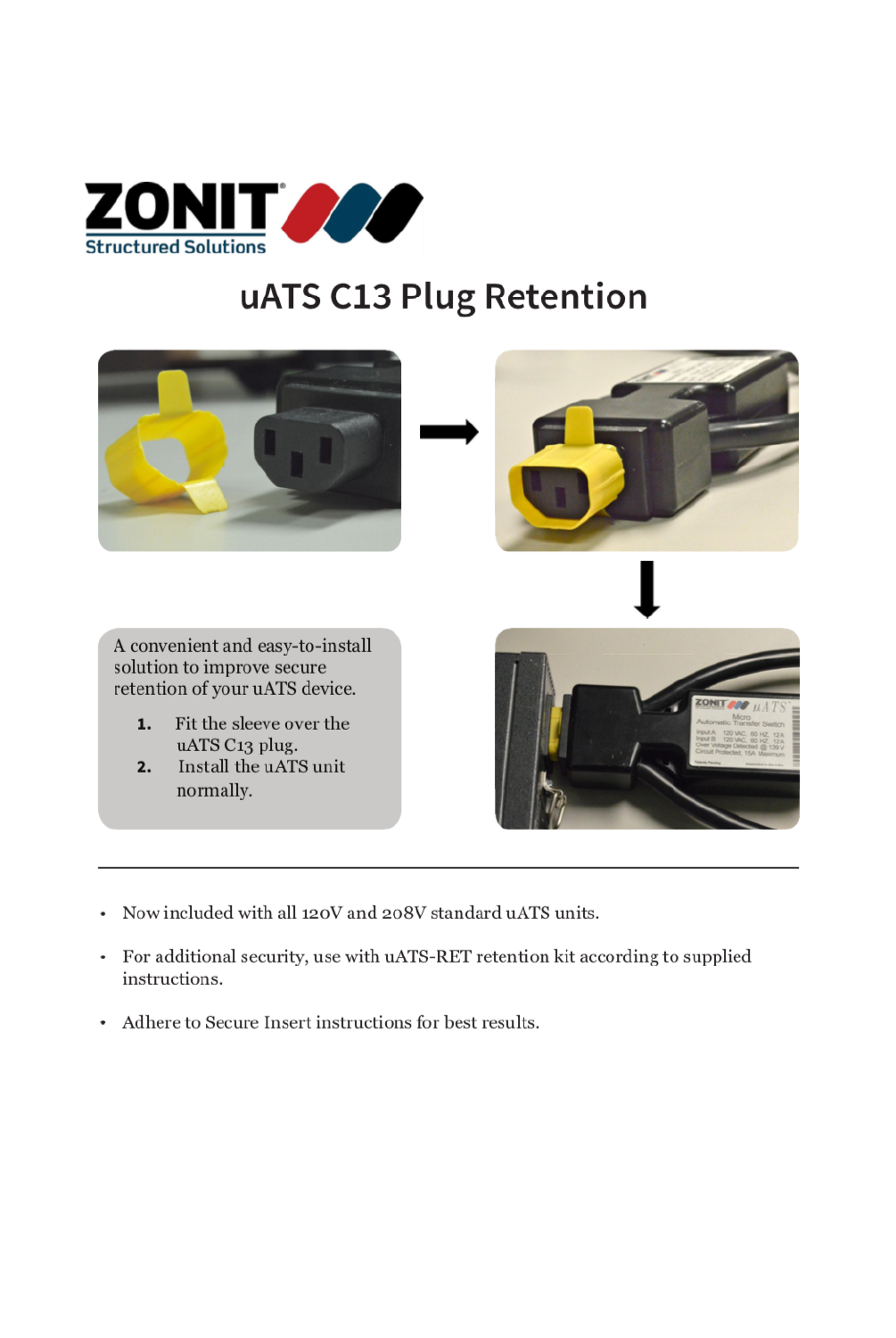# uATS C13 Plug Retention

A convenient and easy-to-install solution to improve secure retention of your uATS device.

1. Fit the sleeve over the uATS C13 plug.
2. Install the uATS unit normally.

---

- Now included with all 120V and 208V standard uATS units.
- For additional security, use with uATS-RET retention kit according to supplied instructions.
- Adhere to Secure Insert instructions for best results.